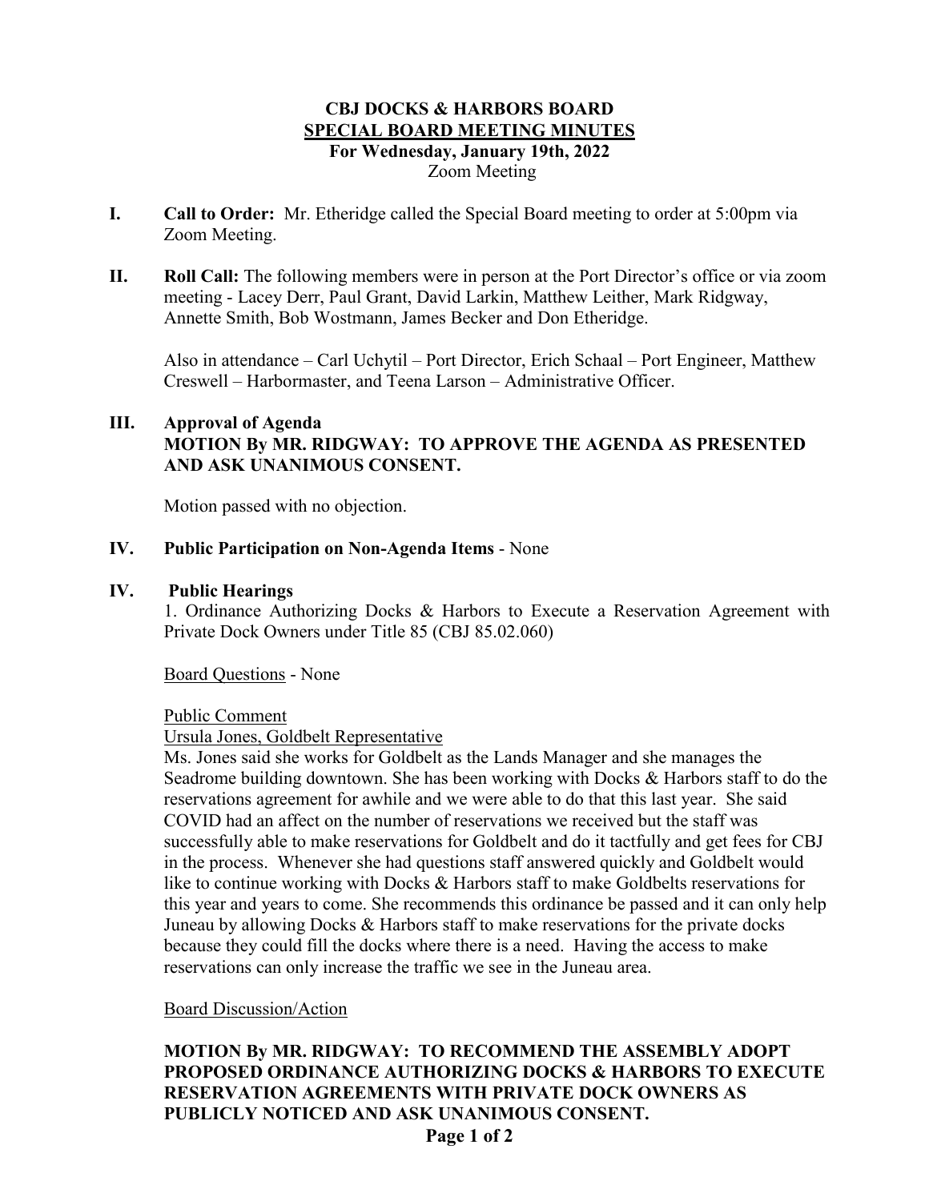# CBJ DOCKS & HARBORS BOARD
## SPECIAL BOARD MEETING MINUTES
### For Wednesday, January 19th, 2022
Zoom Meeting

**I. Call to Order:** Mr. Etheridge called the Special Board meeting to order at 5:00pm via Zoom Meeting.

**II. Roll Call:** The following members were in person at the Port Director's office or via zoom meeting - Lacey Derr, Paul Grant, David Larkin, Matthew Leither, Mark Ridgway, Annette Smith, Bob Wostmann, James Becker and Don Etheridge.

Also in attendance – Carl Uchytil – Port Director, Erich Schaal – Port Engineer, Matthew Creswell – Harbormaster, and Teena Larson – Administrative Officer.

**III. Approval of Agenda**
**MOTION By MR. RIDGWAY: TO APPROVE THE AGENDA AS PRESENTED AND ASK UNANIMOUS CONSENT.**

Motion passed with no objection.

**IV. Public Participation on Non-Agenda Items** - None

**IV. Public Hearings**
1. Ordinance Authorizing Docks & Harbors to Execute a Reservation Agreement with Private Dock Owners under Title 85 (CBJ 85.02.060)

Board Questions - None

Public Comment

Ursula Jones, Goldbelt Representative

Ms. Jones said she works for Goldbelt as the Lands Manager and she manages the Seadrome building downtown. She has been working with Docks & Harbors staff to do the reservations agreement for awhile and we were able to do that this last year. She said COVID had an affect on the number of reservations we received but the staff was successfully able to make reservations for Goldbelt and do it tactfully and get fees for CBJ in the process. Whenever she had questions staff answered quickly and Goldbelt would like to continue working with Docks & Harbors staff to make Goldbelts reservations for this year and years to come. She recommends this ordinance be passed and it can only help Juneau by allowing Docks & Harbors staff to make reservations for the private docks because they could fill the docks where there is a need. Having the access to make reservations can only increase the traffic we see in the Juneau area.

Board Discussion/Action

**MOTION By MR. RIDGWAY: TO RECOMMEND THE ASSEMBLY ADOPT PROPOSED ORDINANCE AUTHORIZING DOCKS & HARBORS TO EXECUTE RESERVATION AGREEMENTS WITH PRIVATE DOCK OWNERS AS PUBLICLY NOTICED AND ASK UNANIMOUS CONSENT.**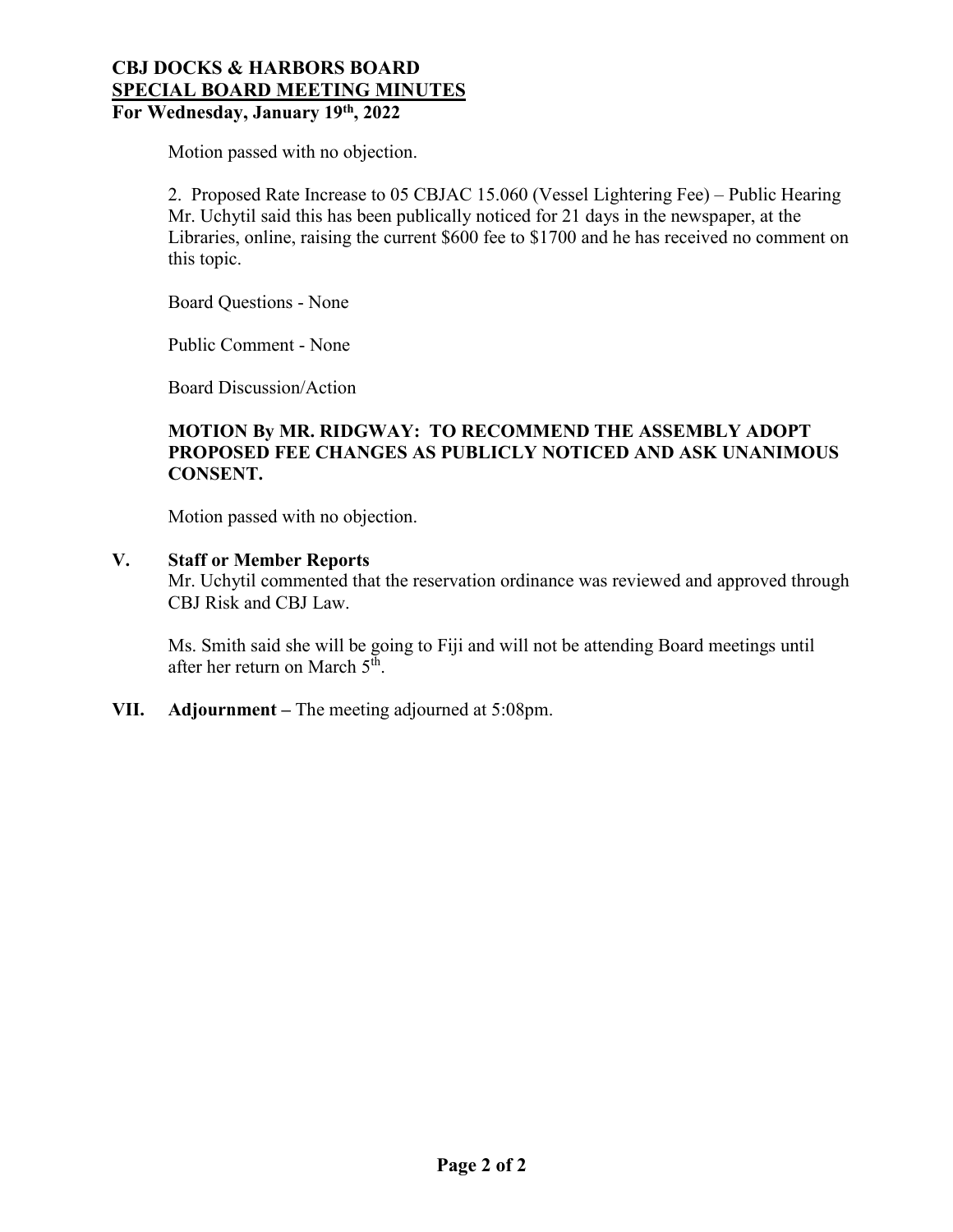Motion passed with no objection.

2. Proposed Rate Increase to 05 CBJAC 15.060 (Vessel Lightering Fee) – Public Hearing
Mr. Uchytil said this has been publically noticed for 21 days in the newspaper, at the Libraries, online, raising the current $600 fee to $1700 and he has received no comment on this topic.

Board Questions - None

Public Comment - None

Board Discussion/Action

**MOTION By MR. RIDGWAY: TO RECOMMEND THE ASSEMBLY ADOPT PROPOSED FEE CHANGES AS PUBLICLY NOTICED AND ASK UNANIMOUS CONSENT.**

Motion passed with no objection.

## V. Staff or Member Reports

Mr. Uchytil commented that the reservation ordinance was reviewed and approved through CBJ Risk and CBJ Law.

Ms. Smith said she will be going to Fiji and will not be attending Board meetings until after her return on March 5th.

## VII. Adjournment – The meeting adjourned at 5:08pm.